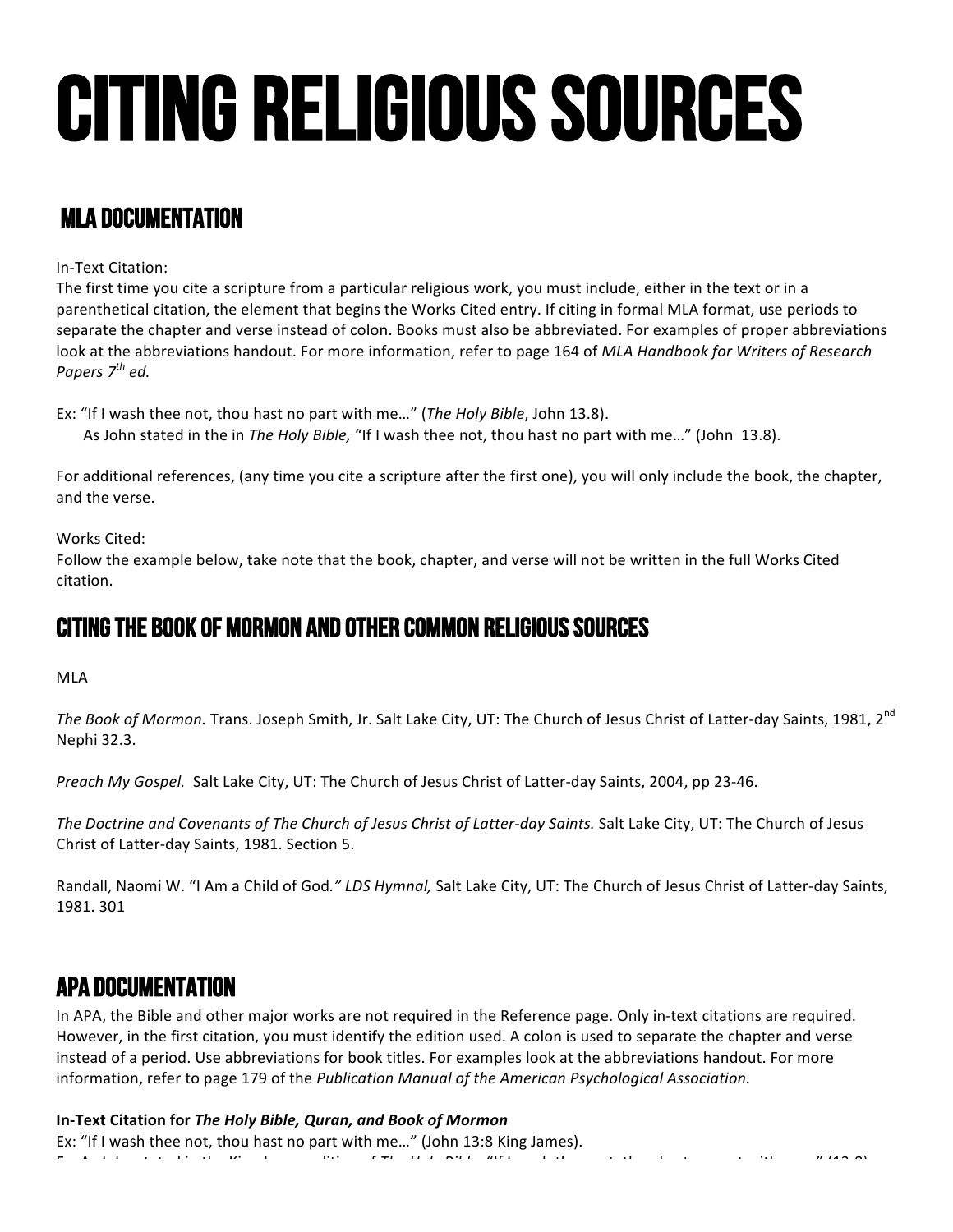# CITING RELIGIOUS SOURCES

## MLA DOCUMENTATION

In-Text Citation:
The first time you cite a scripture from a particular religious work, you must include, either in the text or in a parenthetical citation, the element that begins the Works Cited entry. If citing in formal MLA format, use periods to separate the chapter and verse instead of colon. Books must also be abbreviated. For examples of proper abbreviations look at the abbreviations handout. For more information, refer to page 164 of *MLA Handbook for Writers of Research Papers 7th ed.*

Ex: "If I wash thee not, thou hast no part with me…" (*The Holy Bible*, John 13.8).
As John stated in the in *The Holy Bible,* "If I wash thee not, thou hast no part with me…" (John 13.8).

For additional references, (any time you cite a scripture after the first one), you will only include the book, the chapter, and the verse.

Works Cited:
Follow the example below, take note that the book, chapter, and verse will not be written in the full Works Cited citation.

## CITING THE BOOK OF MORMON AND OTHER COMMON RELIGIOUS SOURCES

MLA

*The Book of Mormon.* Trans. Joseph Smith, Jr. Salt Lake City, UT: The Church of Jesus Christ of Latter-day Saints, 1981, 2nd Nephi 32.3.

*Preach My Gospel.* Salt Lake City, UT: The Church of Jesus Christ of Latter-day Saints, 2004, pp 23-46.

*The Doctrine and Covenants of The Church of Jesus Christ of Latter-day Saints.* Salt Lake City, UT: The Church of Jesus Christ of Latter-day Saints, 1981. Section 5.

Randall, Naomi W. "I Am a Child of God*." LDS Hymnal,* Salt Lake City, UT: The Church of Jesus Christ of Latter-day Saints, 1981. 301

## APA DOCUMENTATION

In APA, the Bible and other major works are not required in the Reference page. Only in-text citations are required. However, in the first citation, you must identify the edition used. A colon is used to separate the chapter and verse instead of a period. Use abbreviations for book titles. For examples look at the abbreviations handout. For more information, refer to page 179 of the *Publication Manual of the American Psychological Association.*

**In-Text Citation for *The Holy Bible, Quran, and Book of Mormon***
Ex: "If I wash thee not, thou hast no part with me…" (John 13:8 King James).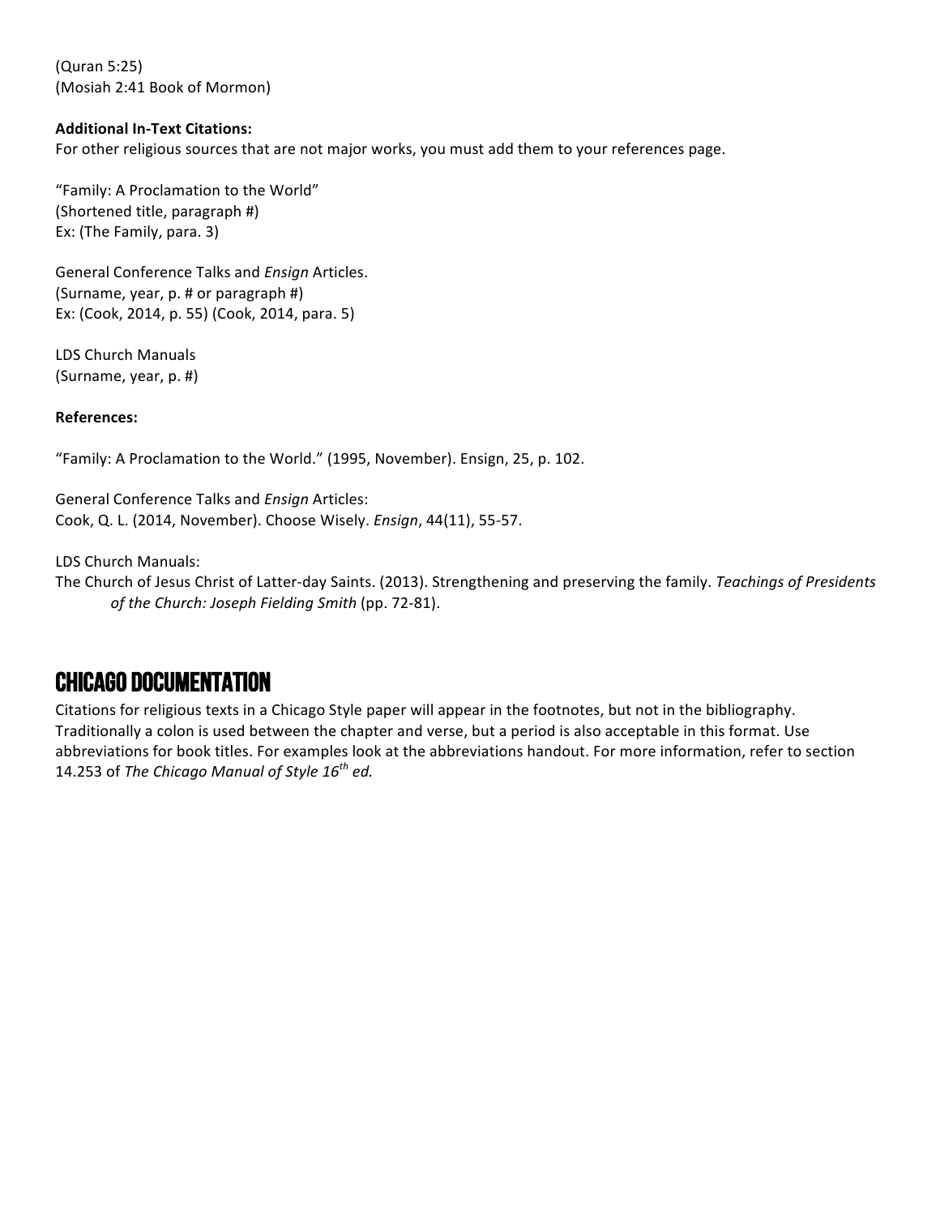(Quran 5:25)
(Mosiah 2:41 Book of Mormon)

**Additional In-Text Citations:**
For other religious sources that are not major works, you must add them to your references page.

"Family: A Proclamation to the World"
(Shortened title, paragraph #)
Ex: (The Family, para. 3)

General Conference Talks and *Ensign* Articles.
(Surname, year, p. # or paragraph #)
Ex: (Cook, 2014, p. 55) (Cook, 2014, para. 5)

LDS Church Manuals
(Surname, year, p. #)

**References:**

"Family: A Proclamation to the World." (1995, November). Ensign, 25, p. 102.

General Conference Talks and *Ensign* Articles:
Cook, Q. L. (2014, November). Choose Wisely. *Ensign*, 44(11), 55-57.

LDS Church Manuals:
The Church of Jesus Christ of Latter-day Saints. (2013). Strengthening and preserving the family. *Teachings of Presidents of the Church: Joseph Fielding Smith* (pp. 72-81).

## Chicago Documentation

Citations for religious texts in a Chicago Style paper will appear in the footnotes, but not in the bibliography. Traditionally a colon is used between the chapter and verse, but a period is also acceptable in this format. Use abbreviations for book titles. For examples look at the abbreviations handout. For more information, refer to section 14.253 of *The Chicago Manual of Style 16th ed.*